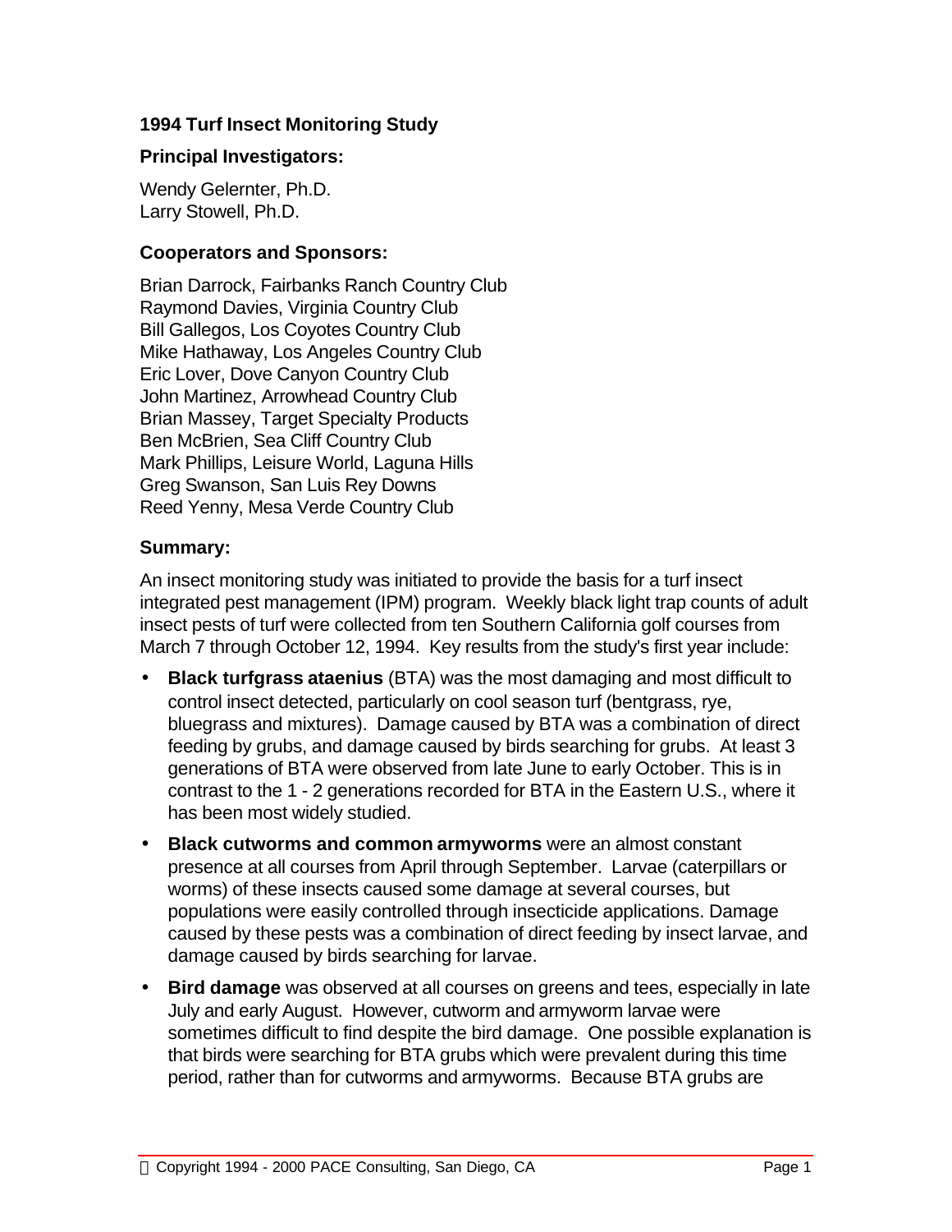**1994 Turf Insect Monitoring Study**

**Principal Investigators:**

Wendy Gelernter, Ph.D.
Larry Stowell, Ph.D.

**Cooperators and Sponsors:**

Brian Darrock, Fairbanks Ranch Country Club
Raymond Davies, Virginia Country Club
Bill Gallegos, Los Coyotes Country Club
Mike Hathaway, Los Angeles Country Club
Eric Lover, Dove Canyon Country Club
John Martinez, Arrowhead Country Club
Brian Massey, Target Specialty Products
Ben McBrien, Sea Cliff Country Club
Mark Phillips, Leisure World, Laguna Hills
Greg Swanson, San Luis Rey Downs
Reed Yenny, Mesa Verde Country Club

**Summary:**

An insect monitoring study was initiated to provide the basis for a turf insect integrated pest management (IPM) program. Weekly black light trap counts of adult insect pests of turf were collected from ten Southern California golf courses from March 7 through October 12, 1994. Key results from the study's first year include:

- **Black turfgrass ataenius** (BTA) was the most damaging and most difficult to control insect detected, particularly on cool season turf (bentgrass, rye, bluegrass and mixtures). Damage caused by BTA was a combination of direct feeding by grubs, and damage caused by birds searching for grubs. At least 3 generations of BTA were observed from late June to early October. This is in contrast to the 1 - 2 generations recorded for BTA in the Eastern U.S., where it has been most widely studied.
- **Black cutworms and common armyworms** were an almost constant presence at all courses from April through September. Larvae (caterpillars or worms) of these insects caused some damage at several courses, but populations were easily controlled through insecticide applications. Damage caused by these pests was a combination of direct feeding by insect larvae, and damage caused by birds searching for larvae.
- **Bird damage** was observed at all courses on greens and tees, especially in late July and early August. However, cutworm and armyworm larvae were sometimes difficult to find despite the bird damage. One possible explanation is that birds were searching for BTA grubs which were prevalent during this time period, rather than for cutworms and armyworms. Because BTA grubs are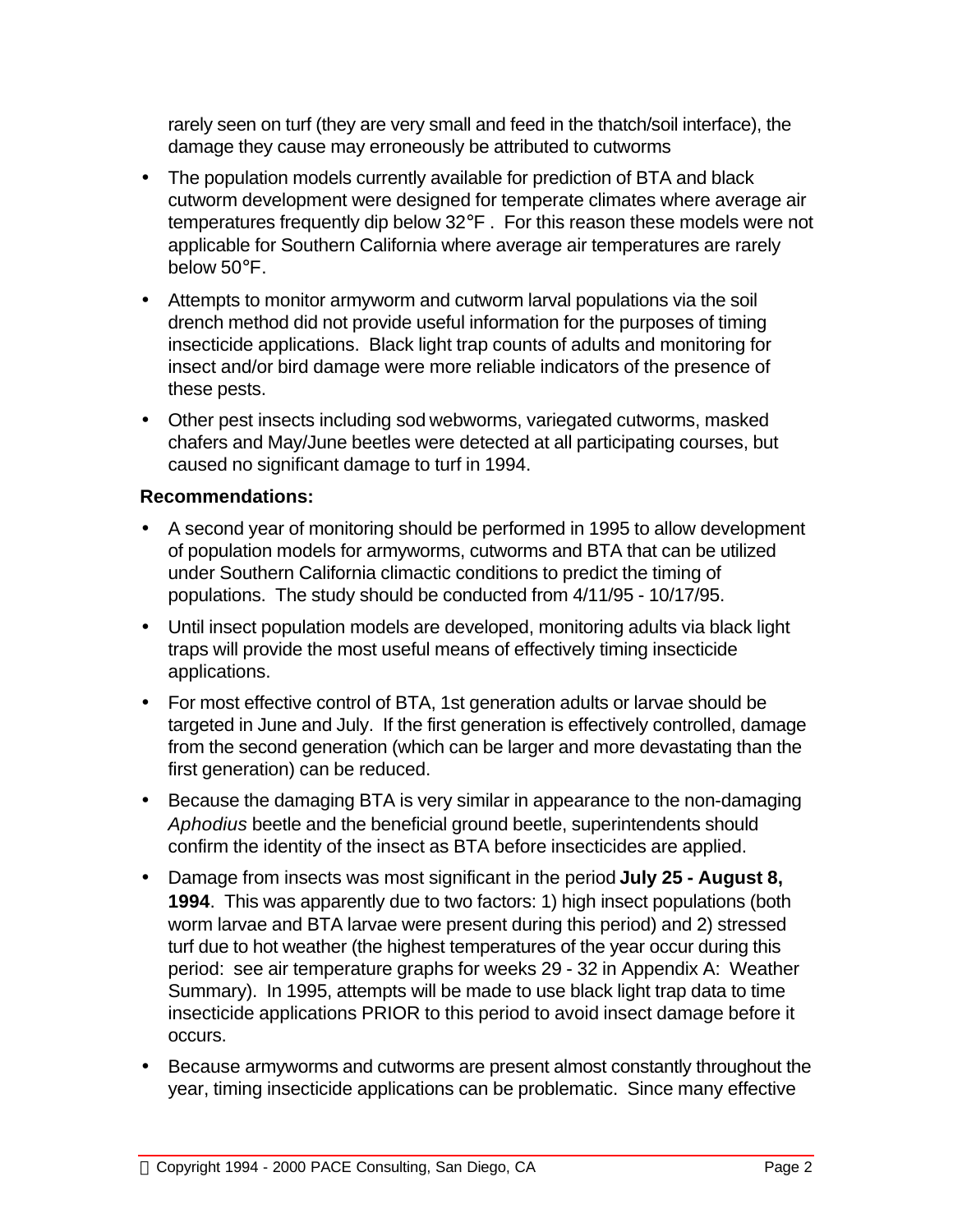rarely seen on turf (they are very small and feed in the thatch/soil interface), the damage they cause may erroneously be attributed to cutworms

- The population models currently available for prediction of BTA and black cutworm development were designed for temperate climates where average air temperatures frequently dip below 32°F . For this reason these models were not applicable for Southern California where average air temperatures are rarely below 50°F.
- Attempts to monitor armyworm and cutworm larval populations via the soil drench method did not provide useful information for the purposes of timing insecticide applications. Black light trap counts of adults and monitoring for insect and/or bird damage were more reliable indicators of the presence of these pests.
- Other pest insects including sod webworms, variegated cutworms, masked chafers and May/June beetles were detected at all participating courses, but caused no significant damage to turf in 1994.

**Recommendations:**

- A second year of monitoring should be performed in 1995 to allow development of population models for armyworms, cutworms and BTA that can be utilized under Southern California climactic conditions to predict the timing of populations. The study should be conducted from 4/11/95 - 10/17/95.
- Until insect population models are developed, monitoring adults via black light traps will provide the most useful means of effectively timing insecticide applications.
- For most effective control of BTA, 1st generation adults or larvae should be targeted in June and July. If the first generation is effectively controlled, damage from the second generation (which can be larger and more devastating than the first generation) can be reduced.
- Because the damaging BTA is very similar in appearance to the non-damaging *Aphodius* beetle and the beneficial ground beetle, superintendents should confirm the identity of the insect as BTA before insecticides are applied.
- Damage from insects was most significant in the period **July 25 - August 8, 1994**. This was apparently due to two factors: 1) high insect populations (both worm larvae and BTA larvae were present during this period) and 2) stressed turf due to hot weather (the highest temperatures of the year occur during this period: see air temperature graphs for weeks 29 - 32 in Appendix A: Weather Summary). In 1995, attempts will be made to use black light trap data to time insecticide applications PRIOR to this period to avoid insect damage before it occurs.
- Because armyworms and cutworms are present almost constantly throughout the year, timing insecticide applications can be problematic. Since many effective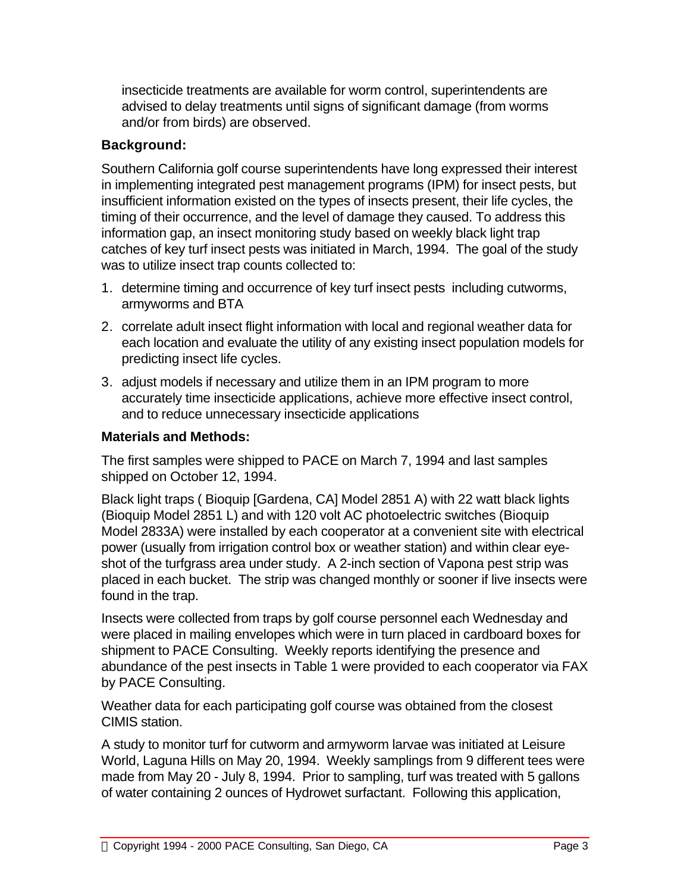insecticide treatments are available for worm control, superintendents are advised to delay treatments until signs of significant damage (from worms and/or from birds) are observed.

### Background:

Southern California golf course superintendents have long expressed their interest in implementing integrated pest management programs (IPM) for insect pests, but insufficient information existed on the types of insects present, their life cycles, the timing of their occurrence, and the level of damage they caused. To address this information gap, an insect monitoring study based on weekly black light trap catches of key turf insect pests was initiated in March, 1994. The goal of the study was to utilize insect trap counts collected to:

1. determine timing and occurrence of key turf insect pests including cutworms, armyworms and BTA
2. correlate adult insect flight information with local and regional weather data for each location and evaluate the utility of any existing insect population models for predicting insect life cycles.
3. adjust models if necessary and utilize them in an IPM program to more accurately time insecticide applications, achieve more effective insect control, and to reduce unnecessary insecticide applications

### Materials and Methods:

The first samples were shipped to PACE on March 7, 1994 and last samples shipped on October 12, 1994.

Black light traps ( Bioquip [Gardena, CA] Model 2851 A) with 22 watt black lights (Bioquip Model 2851 L) and with 120 volt AC photoelectric switches (Bioquip Model 2833A) were installed by each cooperator at a convenient site with electrical power (usually from irrigation control box or weather station) and within clear eye-shot of the turfgrass area under study. A 2-inch section of Vapona pest strip was placed in each bucket. The strip was changed monthly or sooner if live insects were found in the trap.

Insects were collected from traps by golf course personnel each Wednesday and were placed in mailing envelopes which were in turn placed in cardboard boxes for shipment to PACE Consulting. Weekly reports identifying the presence and abundance of the pest insects in Table 1 were provided to each cooperator via FAX by PACE Consulting.

Weather data for each participating golf course was obtained from the closest CIMIS station.

A study to monitor turf for cutworm and armyworm larvae was initiated at Leisure World, Laguna Hills on May 20, 1994. Weekly samplings from 9 different tees were made from May 20 - July 8, 1994. Prior to sampling, turf was treated with 5 gallons of water containing 2 ounces of Hydrowet surfactant. Following this application,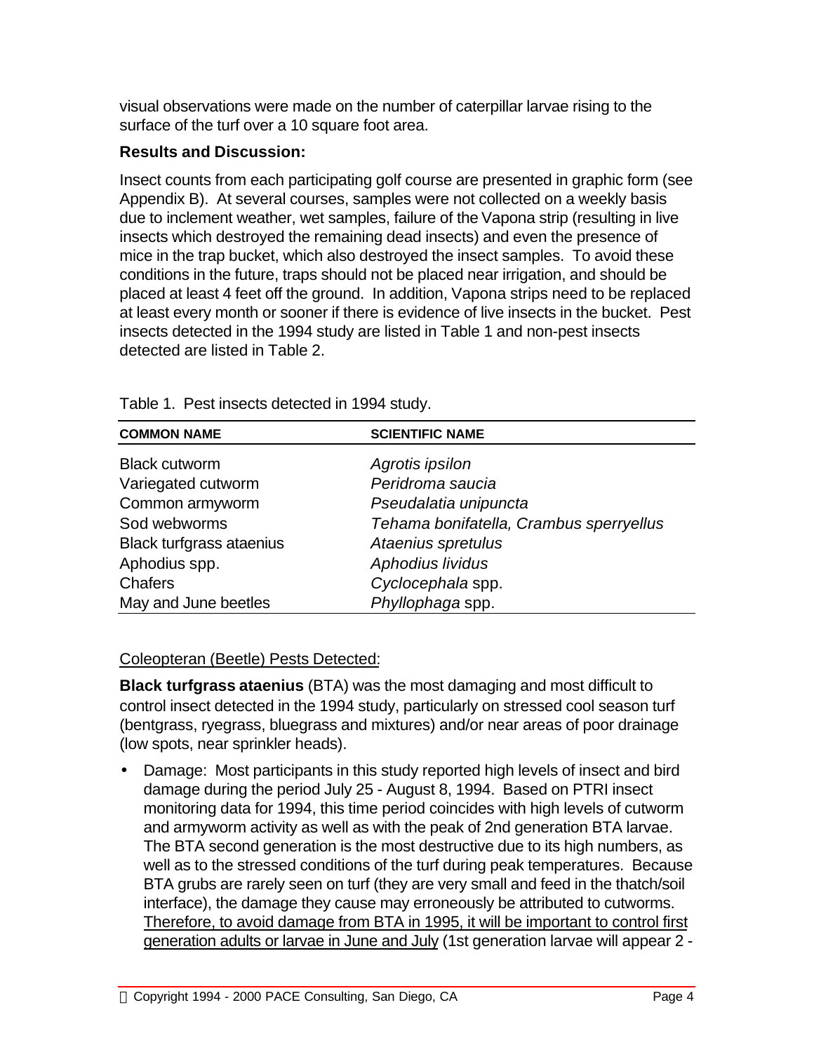visual observations were made on the number of caterpillar larvae rising to the surface of the turf over a 10 square foot area.

### Results and Discussion:

Insect counts from each participating golf course are presented in graphic form (see Appendix B). At several courses, samples were not collected on a weekly basis due to inclement weather, wet samples, failure of the Vapona strip (resulting in live insects which destroyed the remaining dead insects) and even the presence of mice in the trap bucket, which also destroyed the insect samples. To avoid these conditions in the future, traps should not be placed near irrigation, and should be placed at least 4 feet off the ground. In addition, Vapona strips need to be replaced at least every month or sooner if there is evidence of live insects in the bucket. Pest insects detected in the 1994 study are listed in Table 1 and non-pest insects detected are listed in Table 2.

Table 1. Pest insects detected in 1994 study.

| COMMON NAME | SCIENTIFIC NAME |
|---|---|
| Black cutworm | *Agrotis ipsilon* |
| Variegated cutworm | *Peridroma saucia* |
| Common armyworm | *Pseudalatia unipuncta* |
| Sod webworms | *Tehama bonifatella, Crambus sperryellus* |
| Black turfgrass ataenius | *Ataenius spretulus* |
| Aphodius spp. | *Aphodius lividus* |
| Chafers | *Cyclocephala* spp. |
| May and June beetles | *Phyllophaga* spp. |

<u>Coleopteran (Beetle) Pests Detected</u>:

**Black turfgrass ataenius** (BTA) was the most damaging and most difficult to control insect detected in the 1994 study, particularly on stressed cool season turf (bentgrass, ryegrass, bluegrass and mixtures) and/or near areas of poor drainage (low spots, near sprinkler heads).

- Damage: Most participants in this study reported high levels of insect and bird damage during the period July 25 - August 8, 1994. Based on PTRI insect monitoring data for 1994, this time period coincides with high levels of cutworm and armyworm activity as well as with the peak of 2nd generation BTA larvae. The BTA second generation is the most destructive due to its high numbers, as well as to the stressed conditions of the turf during peak temperatures. Because BTA grubs are rarely seen on turf (they are very small and feed in the thatch/soil interface), the damage they cause may erroneously be attributed to cutworms. <u>Therefore, to avoid damage from BTA in 1995, it will be important to control first generation adults or larvae in June and July</u> (1st generation larvae will appear 2 -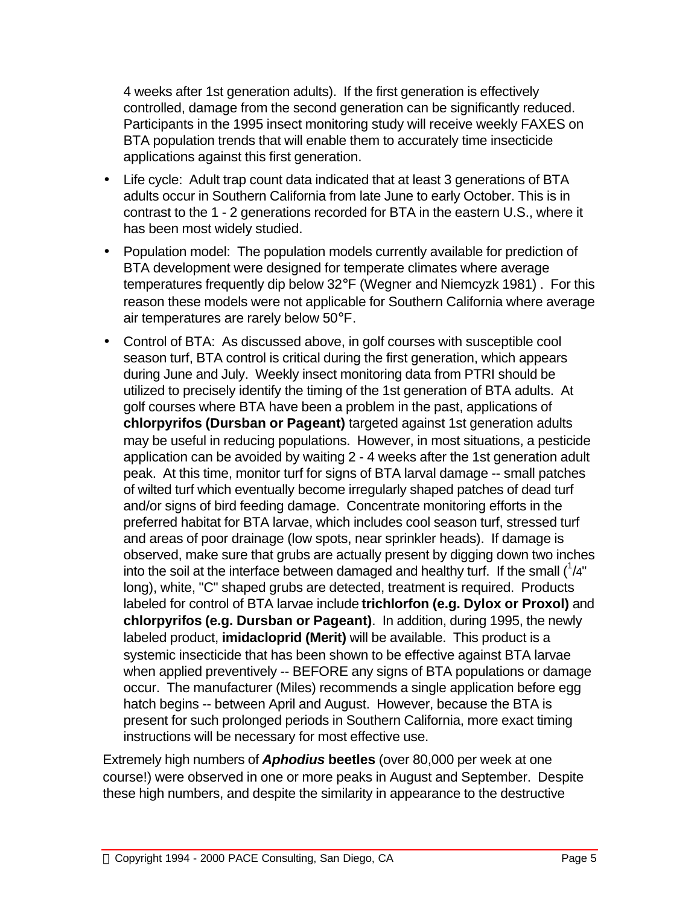4 weeks after 1st generation adults). If the first generation is effectively controlled, damage from the second generation can be significantly reduced. Participants in the 1995 insect monitoring study will receive weekly FAXES on BTA population trends that will enable them to accurately time insecticide applications against this first generation.

- Life cycle: Adult trap count data indicated that at least 3 generations of BTA adults occur in Southern California from late June to early October. This is in contrast to the 1 - 2 generations recorded for BTA in the eastern U.S., where it has been most widely studied.
- Population model: The population models currently available for prediction of BTA development were designed for temperate climates where average temperatures frequently dip below 32°F (Wegner and Niemcyzk 1981) . For this reason these models were not applicable for Southern California where average air temperatures are rarely below 50°F.
- Control of BTA: As discussed above, in golf courses with susceptible cool season turf, BTA control is critical during the first generation, which appears during June and July. Weekly insect monitoring data from PTRI should be utilized to precisely identify the timing of the 1st generation of BTA adults. At golf courses where BTA have been a problem in the past, applications of **chlorpyrifos (Dursban or Pageant)** targeted against 1st generation adults may be useful in reducing populations. However, in most situations, a pesticide application can be avoided by waiting 2 - 4 weeks after the 1st generation adult peak. At this time, monitor turf for signs of BTA larval damage -- small patches of wilted turf which eventually become irregularly shaped patches of dead turf and/or signs of bird feeding damage. Concentrate monitoring efforts in the preferred habitat for BTA larvae, which includes cool season turf, stressed turf and areas of poor drainage (low spots, near sprinkler heads). If damage is observed, make sure that grubs are actually present by digging down two inches into the soil at the interface between damaged and healthy turf. If the small (1/4" long), white, "C" shaped grubs are detected, treatment is required. Products labeled for control of BTA larvae include **trichlorfon (e.g. Dylox or Proxol)** and **chlorpyrifos (e.g. Dursban or Pageant)**. In addition, during 1995, the newly labeled product, **imidacloprid (Merit)** will be available. This product is a systemic insecticide that has been shown to be effective against BTA larvae when applied preventively -- BEFORE any signs of BTA populations or damage occur. The manufacturer (Miles) recommends a single application before egg hatch begins -- between April and August. However, because the BTA is present for such prolonged periods in Southern California, more exact timing instructions will be necessary for most effective use.

Extremely high numbers of ***Aphodius* beetles** (over 80,000 per week at one course!) were observed in one or more peaks in August and September. Despite these high numbers, and despite the similarity in appearance to the destructive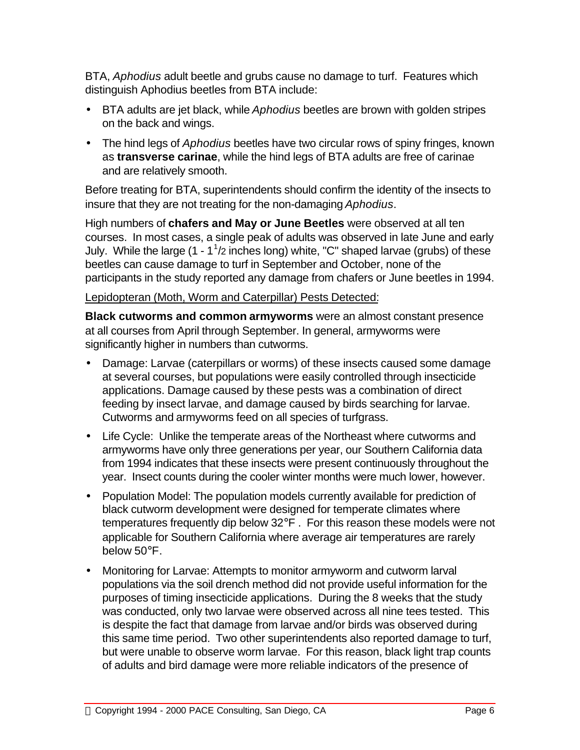BTA, *Aphodius* adult beetle and grubs cause no damage to turf. Features which distinguish Aphodius beetles from BTA include:

- BTA adults are jet black, while *Aphodius* beetles are brown with golden stripes on the back and wings.
- The hind legs of *Aphodius* beetles have two circular rows of spiny fringes, known as **transverse carinae**, while the hind legs of BTA adults are free of carinae and are relatively smooth.

Before treating for BTA, superintendents should confirm the identity of the insects to insure that they are not treating for the non-damaging *Aphodius*.

High numbers of **chafers and May or June Beetles** were observed at all ten courses. In most cases, a single peak of adults was observed in late June and early July. While the large (1 - 1½ inches long) white, "C" shaped larvae (grubs) of these beetles can cause damage to turf in September and October, none of the participants in the study reported any damage from chafers or June beetles in 1994.

Lepidopteran (Moth, Worm and Caterpillar) Pests Detected:

**Black cutworms and common armyworms** were an almost constant presence at all courses from April through September. In general, armyworms were significantly higher in numbers than cutworms.

- Damage: Larvae (caterpillars or worms) of these insects caused some damage at several courses, but populations were easily controlled through insecticide applications. Damage caused by these pests was a combination of direct feeding by insect larvae, and damage caused by birds searching for larvae. Cutworms and armyworms feed on all species of turfgrass.
- Life Cycle: Unlike the temperate areas of the Northeast where cutworms and armyworms have only three generations per year, our Southern California data from 1994 indicates that these insects were present continuously throughout the year. Insect counts during the cooler winter months were much lower, however.
- Population Model: The population models currently available for prediction of black cutworm development were designed for temperate climates where temperatures frequently dip below 32°F . For this reason these models were not applicable for Southern California where average air temperatures are rarely below 50°F.
- Monitoring for Larvae: Attempts to monitor armyworm and cutworm larval populations via the soil drench method did not provide useful information for the purposes of timing insecticide applications. During the 8 weeks that the study was conducted, only two larvae were observed across all nine tees tested. This is despite the fact that damage from larvae and/or birds was observed during this same time period. Two other superintendents also reported damage to turf, but were unable to observe worm larvae. For this reason, black light trap counts of adults and bird damage were more reliable indicators of the presence of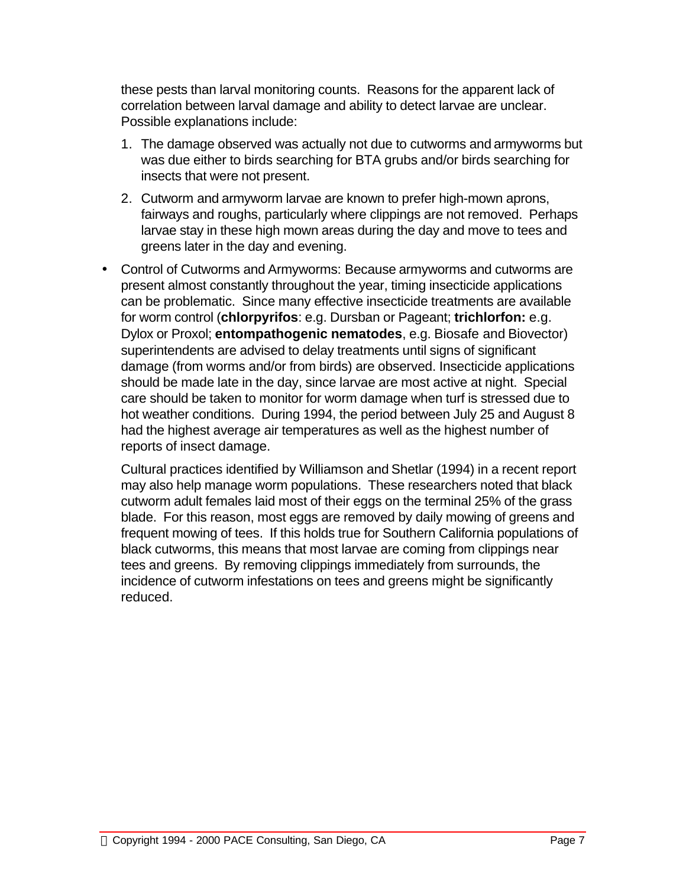these pests than larval monitoring counts. Reasons for the apparent lack of correlation between larval damage and ability to detect larvae are unclear. Possible explanations include:

1. The damage observed was actually not due to cutworms and armyworms but was due either to birds searching for BTA grubs and/or birds searching for insects that were not present.
2. Cutworm and armyworm larvae are known to prefer high-mown aprons, fairways and roughs, particularly where clippings are not removed. Perhaps larvae stay in these high mown areas during the day and move to tees and greens later in the day and evening.

- Control of Cutworms and Armyworms: Because armyworms and cutworms are present almost constantly throughout the year, timing insecticide applications can be problematic. Since many effective insecticide treatments are available for worm control (**chlorpyrifos**: e.g. Dursban or Pageant; **trichlorfon:** e.g. Dylox or Proxol; **entompathogenic nematodes**, e.g. Biosafe and Biovector) superintendents are advised to delay treatments until signs of significant damage (from worms and/or from birds) are observed. Insecticide applications should be made late in the day, since larvae are most active at night. Special care should be taken to monitor for worm damage when turf is stressed due to hot weather conditions. During 1994, the period between July 25 and August 8 had the highest average air temperatures as well as the highest number of reports of insect damage.

  Cultural practices identified by Williamson and Shetlar (1994) in a recent report may also help manage worm populations. These researchers noted that black cutworm adult females laid most of their eggs on the terminal 25% of the grass blade. For this reason, most eggs are removed by daily mowing of greens and frequent mowing of tees. If this holds true for Southern California populations of black cutworms, this means that most larvae are coming from clippings near tees and greens. By removing clippings immediately from surrounds, the incidence of cutworm infestations on tees and greens might be significantly reduced.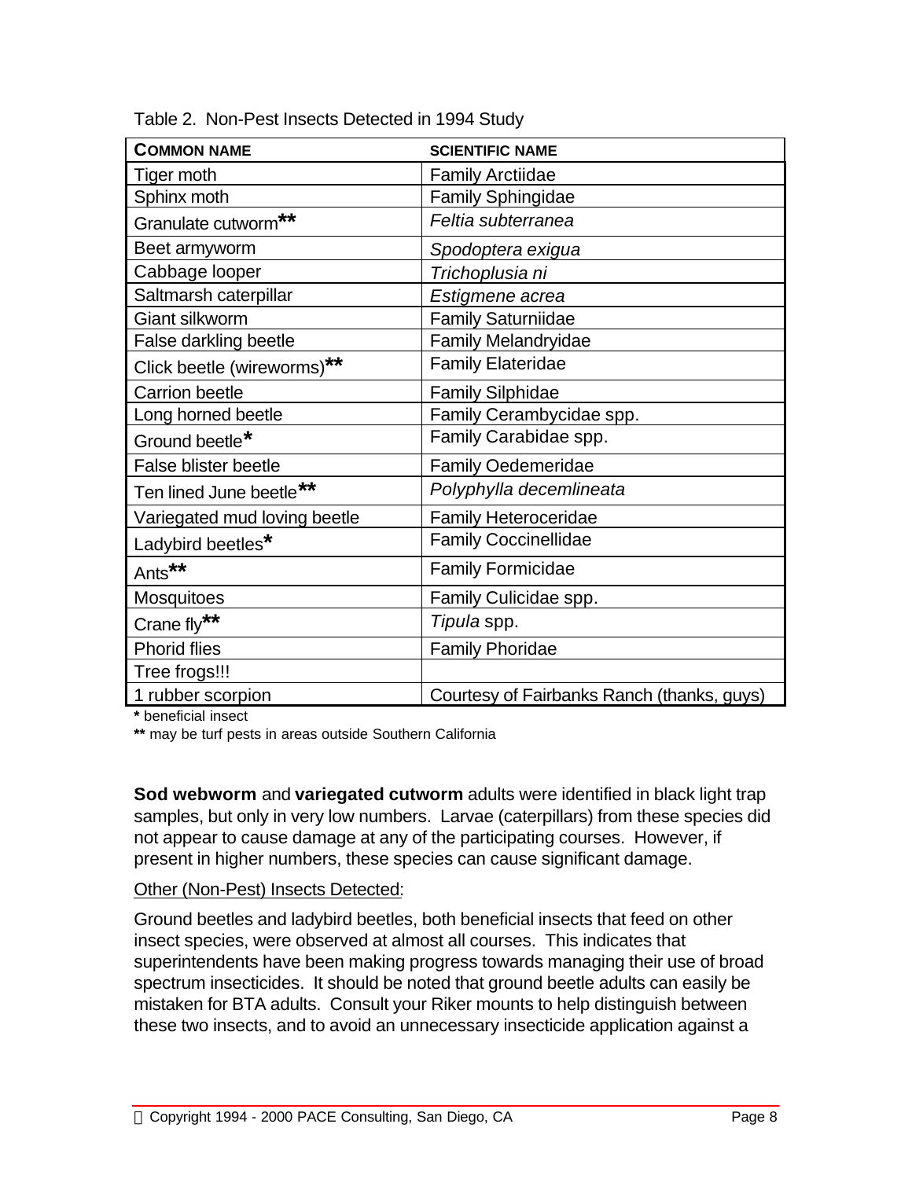Table 2. Non-Pest Insects Detected in 1994 Study

| COMMON NAME | SCIENTIFIC NAME |
| --- | --- |
| Tiger moth | Family Arctiidae |
| Sphinx moth | Family Sphingidae |
| Granulate cutworm** | *Feltia subterranea* |
| Beet armyworm | *Spodoptera exigua* |
| Cabbage looper | *Trichoplusia ni* |
| Saltmarsh caterpillar | *Estigmene acrea* |
| Giant silkworm | Family Saturniidae |
| False darkling beetle | Family Melandryidae |
| Click beetle (wireworms)** | Family Elateridae |
| Carrion beetle | Family Silphidae |
| Long horned beetle | Family Cerambycidae spp. |
| Ground beetle* | Family Carabidae spp. |
| False blister beetle | Family Oedemeridae |
| Ten lined June beetle** | *Polyphylla decemlineata* |
| Variegated mud loving beetle | Family Heteroceridae |
| Ladybird beetles* | Family Coccinellidae |
| Ants** | Family Formicidae |
| Mosquitoes | Family Culicidae spp. |
| Crane fly** | *Tipula* spp. |
| Phorid flies | Family Phoridae |
| Tree frogs!!! | |
| 1 rubber scorpion | Courtesy of Fairbanks Ranch (thanks, guys) |

**\*** beneficial insect

**\*\*** may be turf pests in areas outside Southern California

**Sod webworm** and **variegated cutworm** adults were identified in black light trap samples, but only in very low numbers. Larvae (caterpillars) from these species did not appear to cause damage at any of the participating courses. However, if present in higher numbers, these species can cause significant damage.

Other (Non-Pest) Insects Detected:

Ground beetles and ladybird beetles, both beneficial insects that feed on other insect species, were observed at almost all courses. This indicates that superintendents have been making progress towards managing their use of broad spectrum insecticides. It should be noted that ground beetle adults can easily be mistaken for BTA adults. Consult your Riker mounts to help distinguish between these two insects, and to avoid an unnecessary insecticide application against a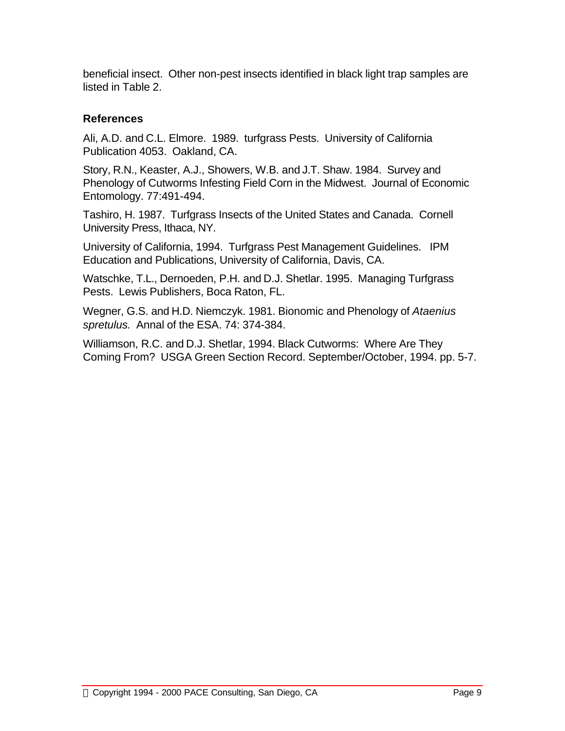beneficial insect. Other non-pest insects identified in black light trap samples are listed in Table 2.

### References

Ali, A.D. and C.L. Elmore. 1989. turfgrass Pests. University of California Publication 4053. Oakland, CA.

Story, R.N., Keaster, A.J., Showers, W.B. and J.T. Shaw. 1984. Survey and Phenology of Cutworms Infesting Field Corn in the Midwest. Journal of Economic Entomology. 77:491-494.

Tashiro, H. 1987. Turfgrass Insects of the United States and Canada. Cornell University Press, Ithaca, NY.

University of California, 1994. Turfgrass Pest Management Guidelines. IPM Education and Publications, University of California, Davis, CA.

Watschke, T.L., Dernoeden, P.H. and D.J. Shetlar. 1995. Managing Turfgrass Pests. Lewis Publishers, Boca Raton, FL.

Wegner, G.S. and H.D. Niemczyk. 1981. Bionomic and Phenology of *Ataenius spretulus.* Annal of the ESA. 74: 374-384.

Williamson, R.C. and D.J. Shetlar, 1994. Black Cutworms: Where Are They Coming From? USGA Green Section Record. September/October, 1994. pp. 5-7.